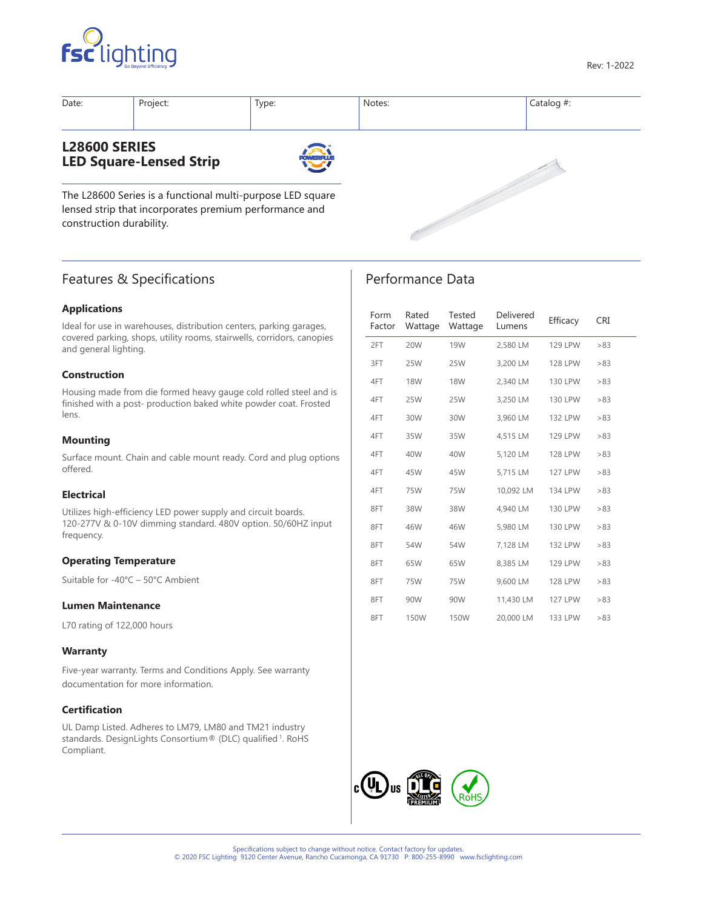Rev: 1-2022

| Date: | Project: | Type: | Notes: | Catalog #: |
|---|---|---|---|---|
| | | | | |

# L28600 SERIES
# LED Square-Lensed Strip

The L28600 Series is a functional multi-purpose LED square lensed strip that incorporates premium performance and construction durability.

## Features & Specifications

### Applications

Ideal for use in warehouses, distribution centers, parking garages, covered parking, shops, utility rooms, stairwells, corridors, canopies and general lighting.

### Construction

Housing made from die formed heavy gauge cold rolled steel and is finished with a post- production baked white powder coat. Frosted lens.

### Mounting

Surface mount. Chain and cable mount ready. Cord and plug options offered.

### Electrical

Utilizes high-efficiency LED power supply and circuit boards. 120-277V & 0-10V dimming standard. 480V option. 50/60HZ input frequency.

### Operating Temperature

Suitable for -40°C – 50°C Ambient

### Lumen Maintenance

L70 rating of 122,000 hours

### Warranty

Five-year warranty. Terms and Conditions Apply. See warranty documentation for more information.

### Certification

UL Damp Listed. Adheres to LM79, LM80 and TM21 industry standards. DesignLights Consortium® (DLC) qualified[1]. RoHS Compliant.

## Performance Data

| Form Factor | Rated Wattage | Tested Wattage | Delivered Lumens | Efficacy | CRI |
|---|---|---|---|---|---|
| 2FT | 20W | 19W | 2,580 LM | 129 LPW | >83 |
| 3FT | 25W | 25W | 3,200 LM | 128 LPW | >83 |
| 4FT | 18W | 18W | 2,340 LM | 130 LPW | >83 |
| 4FT | 25W | 25W | 3,250 LM | 130 LPW | >83 |
| 4FT | 30W | 30W | 3,960 LM | 132 LPW | >83 |
| 4FT | 35W | 35W | 4,515 LM | 129 LPW | >83 |
| 4FT | 40W | 40W | 5,120 LM | 128 LPW | >83 |
| 4FT | 45W | 45W | 5,715 LM | 127 LPW | >83 |
| 4FT | 75W | 75W | 10,092 LM | 134 LPW | >83 |
| 8FT | 38W | 38W | 4,940 LM | 130 LPW | >83 |
| 8FT | 46W | 46W | 5,980 LM | 130 LPW | >83 |
| 8FT | 54W | 54W | 7,128 LM | 132 LPW | >83 |
| 8FT | 65W | 65W | 8,385 LM | 129 LPW | >83 |
| 8FT | 75W | 75W | 9,600 LM | 128 LPW | >83 |
| 8FT | 90W | 90W | 11,430 LM | 127 LPW | >83 |
| 8FT | 150W | 150W | 20,000 LM | 133 LPW | >83 |

Specifications subject to change without notice. Contact factory for updates.
© 2020 FSC Lighting 9120 Center Avenue, Rancho Cucamonga, CA 91730 P: 800-255-8990 www.fsclighting.com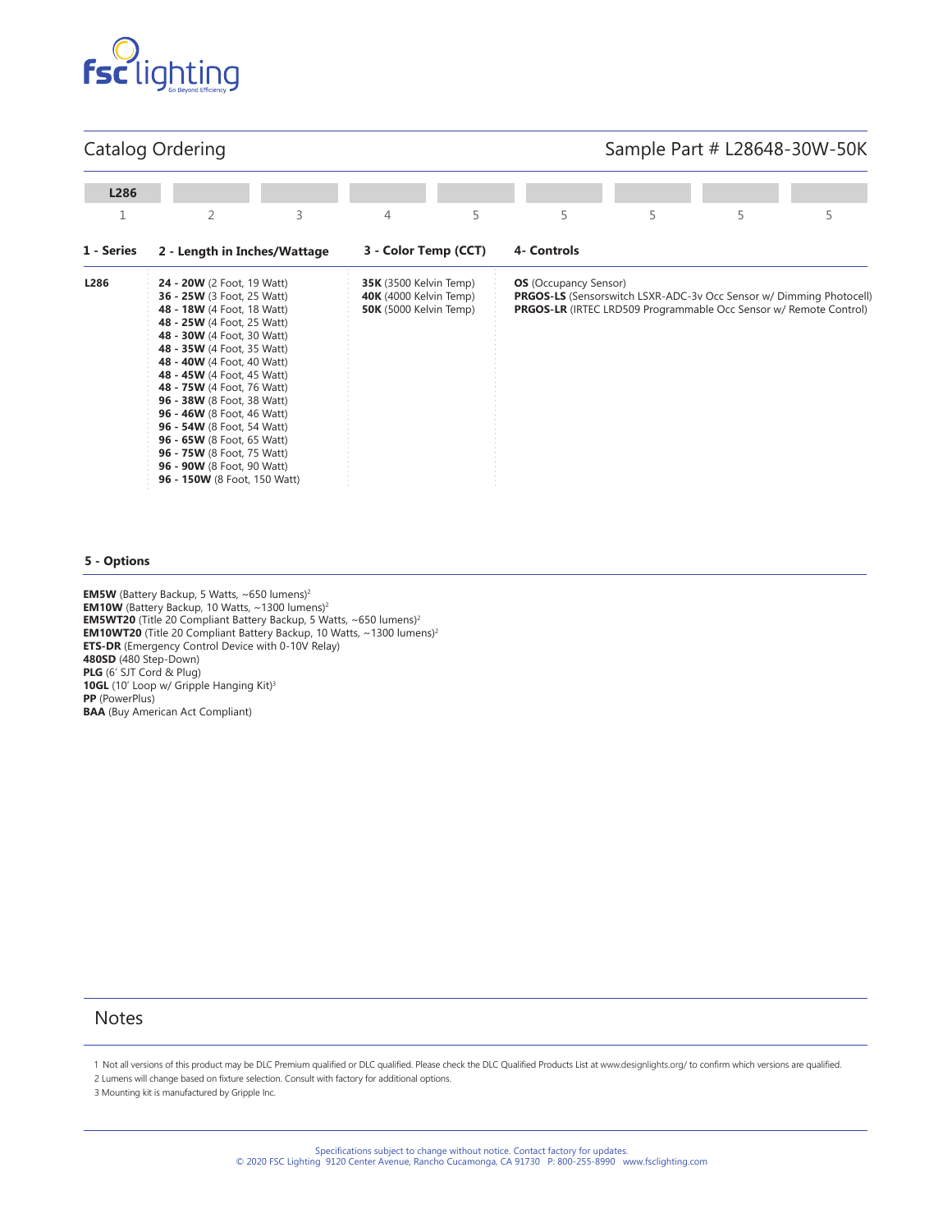## Catalog Ordering

Sample Part # L28648-30W-50K

| L286 | | | | | | | | |
|---|---|---|---|---|---|---|---|---|
| 1 | 2 | 3 | 4 | 5 | 5 | 5 | 5 | 5 |

| 1 - Series | 2 - Length in Inches/Wattage | 3 - Color Temp (CCT) | 4- Controls |
|---|---|---|---|
| **L286** | **24 - 20W** (2 Foot, 19 Watt)<br>**36 - 25W** (3 Foot, 25 Watt)<br>**48 - 18W** (4 Foot, 18 Watt)<br>**48 - 25W** (4 Foot, 25 Watt)<br>**48 - 30W** (4 Foot, 30 Watt)<br>**48 - 35W** (4 Foot, 35 Watt)<br>**48 - 40W** (4 Foot, 40 Watt)<br>**48 - 45W** (4 Foot, 45 Watt)<br>**48 - 75W** (4 Foot, 76 Watt)<br>**96 - 38W** (8 Foot, 38 Watt)<br>**96 - 46W** (8 Foot, 46 Watt)<br>**96 - 54W** (8 Foot, 54 Watt)<br>**96 - 65W** (8 Foot, 65 Watt)<br>**96 - 75W** (8 Foot, 75 Watt)<br>**96 - 90W** (8 Foot, 90 Watt)<br>**96 - 150W** (8 Foot, 150 Watt) | **35K** (3500 Kelvin Temp)<br>**40K** (4000 Kelvin Temp)<br>**50K** (5000 Kelvin Temp) | **OS** (Occupancy Sensor)<br>**PRGOS-LS** (Sensorswitch LSXR-ADC-3v Occ Sensor w/ Dimming Photocell)<br>**PRGOS-LR** (IRTEC LRD509 Programmable Occ Sensor w/ Remote Control) |

### 5 - Options

**EM5W** (Battery Backup, 5 Watts, ~650 lumens)[2]
**EM10W** (Battery Backup, 10 Watts, ~1300 lumens)[2]
**EM5WT20** (Title 20 Compliant Battery Backup, 5 Watts, ~650 lumens)[2]
**EM10WT20** (Title 20 Compliant Battery Backup, 10 Watts, ~1300 lumens)[2]
**ETS-DR** (Emergency Control Device with 0-10V Relay)
**480SD** (480 Step-Down)
**PLG** (6' SJT Cord & Plug)
**10GL** (10' Loop w/ Gripple Hanging Kit)[3]
**PP** (PowerPlus)
**BAA** (Buy American Act Compliant)

## Notes

1 Not all versions of this product may be DLC Premium qualified or DLC qualified. Please check the DLC Qualified Products List at www.designlights.org/ to confirm which versions are qualified.
2 Lumens will change based on fixture selection. Consult with factory for additional options.
3 Mounting kit is manufactured by Gripple Inc.

Specifications subject to change without notice. Contact factory for updates.
© 2020 FSC Lighting 9120 Center Avenue, Rancho Cucamonga, CA 91730 P: 800-255-8990 www.fsclighting.com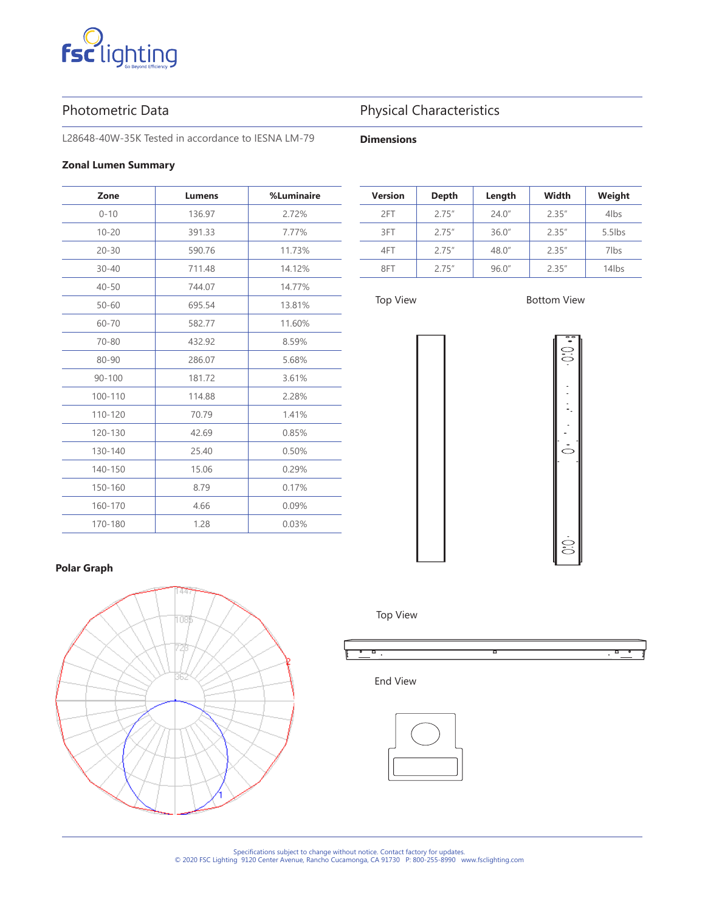## Photometric Data

L28648-40W-35K Tested in accordance to IESNA LM-79

### Zonal Lumen Summary

| Zone | Lumens | %Luminaire |
|---|---|---|
| 0-10 | 136.97 | 2.72% |
| 10-20 | 391.33 | 7.77% |
| 20-30 | 590.76 | 11.73% |
| 30-40 | 711.48 | 14.12% |
| 40-50 | 744.07 | 14.77% |
| 50-60 | 695.54 | 13.81% |
| 60-70 | 582.77 | 11.60% |
| 70-80 | 432.92 | 8.59% |
| 80-90 | 286.07 | 5.68% |
| 90-100 | 181.72 | 3.61% |
| 100-110 | 114.88 | 2.28% |
| 110-120 | 70.79 | 1.41% |
| 120-130 | 42.69 | 0.85% |
| 130-140 | 25.40 | 0.50% |
| 140-150 | 15.06 | 0.29% |
| 150-160 | 8.79 | 0.17% |
| 160-170 | 4.66 | 0.09% |
| 170-180 | 1.28 | 0.03% |

### Polar Graph

1447
1085
723
362
2
1

## Physical Characteristics

### Dimensions

| Version | Depth | Length | Width | Weight |
|---|---|---|---|---|
| 2FT | 2.75″ | 24.0″ | 2.35″ | 4lbs |
| 3FT | 2.75″ | 36.0″ | 2.35″ | 5.5lbs |
| 4FT | 2.75″ | 48.0″ | 2.35″ | 7lbs |
| 8FT | 2.75″ | 96.0″ | 2.35″ | 14lbs |

Top View

Bottom View

Top View

End View

Specifications subject to change without notice. Contact factory for updates.
© 2020 FSC Lighting 9120 Center Avenue, Rancho Cucamonga, CA 91730 P: 800-255-8990 www.fsclighting.com